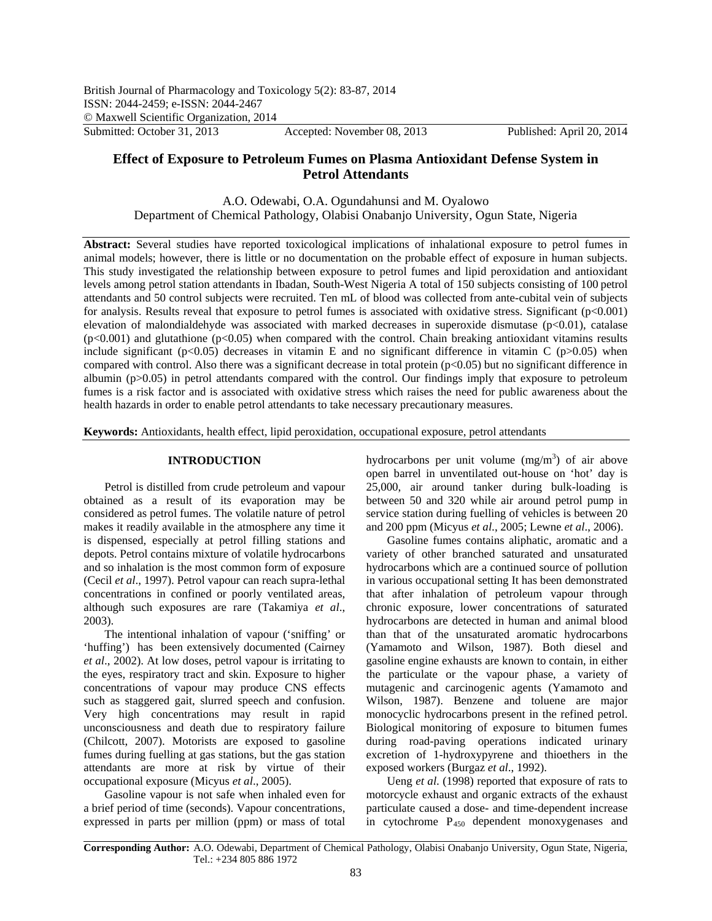# Effect of Exposure to Petroleum Fumes on Plasma Antioxidant Defense System in Petrol Attendants

A.O. Odewabi, O.A. Ogundahunsi and M. Oyalowo
Department of Chemical Pathology, Olabisi Onabanjo University, Ogun State, Nigeria

**Abstract:** Several studies have reported toxicological implications of inhalational exposure to petrol fumes in animal models; however, there is little or no documentation on the probable effect of exposure in human subjects. This study investigated the relationship between exposure to petrol fumes and lipid peroxidation and antioxidant levels among petrol station attendants in Ibadan, South-West Nigeria A total of 150 subjects consisting of 100 petrol attendants and 50 control subjects were recruited. Ten mL of blood was collected from ante-cubital vein of subjects for analysis. Results reveal that exposure to petrol fumes is associated with oxidative stress. Significant ($p<0.001$) elevation of malondialdehyde was associated with marked decreases in superoxide dismutase ($p<0.01$), catalase ($p<0.001$) and glutathione ($p<0.05$) when compared with the control. Chain breaking antioxidant vitamins results include significant ($p<0.05$) decreases in vitamin E and no significant difference in vitamin C ($p>0.05$) when compared with control. Also there was a significant decrease in total protein ($p<0.05$) but no significant difference in albumin ($p>0.05$) in petrol attendants compared with the control. Our findings imply that exposure to petroleum fumes is a risk factor and is associated with oxidative stress which raises the need for public awareness about the health hazards in order to enable petrol attendants to take necessary precautionary measures.

**Keywords:** Antioxidants, health effect, lipid peroxidation, occupational exposure, petrol attendants

## INTRODUCTION

Petrol is distilled from crude petroleum and vapour obtained as a result of its evaporation may be considered as petrol fumes. The volatile nature of petrol makes it readily available in the atmosphere any time it is dispensed, especially at petrol filling stations and depots. Petrol contains mixture of volatile hydrocarbons and so inhalation is the most common form of exposure (Cecil *et al*., 1997). Petrol vapour can reach supra-lethal concentrations in confined or poorly ventilated areas, although such exposures are rare (Takamiya *et al*., 2003).

The intentional inhalation of vapour ('sniffing' or 'huffing') has been extensively documented (Cairney *et al*., 2002). At low doses, petrol vapour is irritating to the eyes, respiratory tract and skin. Exposure to higher concentrations of vapour may produce CNS effects such as staggered gait, slurred speech and confusion. Very high concentrations may result in rapid unconsciousness and death due to respiratory failure (Chilcott, 2007). Motorists are exposed to gasoline fumes during fuelling at gas stations, but the gas station attendants are more at risk by virtue of their occupational exposure (Micyus *et al*., 2005).

Gasoline vapour is not safe when inhaled even for a brief period of time (seconds). Vapour concentrations, expressed in parts per million (ppm) or mass of total hydrocarbons per unit volume ($mg/m^3$) of air above open barrel in unventilated out-house on 'hot' day is 25,000, air around tanker during bulk-loading is between 50 and 320 while air around petrol pump in service station during fuelling of vehicles is between 20 and 200 ppm (Micyus *et al*., 2005; Lewne *et al*., 2006).

Gasoline fumes contains aliphatic, aromatic and a variety of other branched saturated and unsaturated hydrocarbons which are a continued source of pollution in various occupational setting It has been demonstrated that after inhalation of petroleum vapour through chronic exposure, lower concentrations of saturated hydrocarbons are detected in human and animal blood than that of the unsaturated aromatic hydrocarbons (Yamamoto and Wilson, 1987). Both diesel and gasoline engine exhausts are known to contain, in either the particulate or the vapour phase, a variety of mutagenic and carcinogenic agents (Yamamoto and Wilson, 1987). Benzene and toluene are major monocyclic hydrocarbons present in the refined petrol. Biological monitoring of exposure to bitumen fumes during road-paving operations indicated urinary excretion of 1-hydroxypyrene and thioethers in the exposed workers (Burgaz *et al*., 1992).

Ueng *et al.* (1998) reported that exposure of rats to motorcycle exhaust and organic extracts of the exhaust particulate caused a dose- and time-dependent increase in cytochrome $P_{450}$ dependent monoxygenases and

**Corresponding Author:** A.O. Odewabi, Department of Chemical Pathology, Olabisi Onabanjo University, Ogun State, Nigeria, Tel.: +234 805 886 1972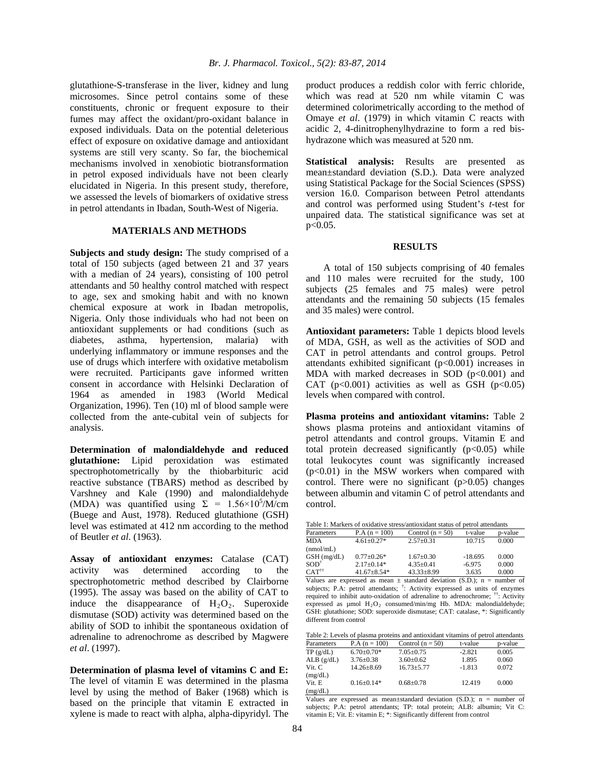glutathione-S-transferase in the liver, kidney and lung microsomes. Since petrol contains some of these constituents, chronic or frequent exposure to their fumes may affect the oxidant/pro-oxidant balance in exposed individuals. Data on the potential deleterious effect of exposure on oxidative damage and antioxidant systems are still very scanty. So far, the biochemical mechanisms involved in xenobiotic biotransformation in petrol exposed individuals have not been clearly elucidated in Nigeria. In this present study, therefore, we assessed the levels of biomarkers of oxidative stress in petrol attendants in Ibadan, South-West of Nigeria.

## MATERIALS AND METHODS

**Subjects and study design:** The study comprised of a total of 150 subjects (aged between 21 and 37 years with a median of 24 years), consisting of 100 petrol attendants and 50 healthy control matched with respect to age, sex and smoking habit and with no known chemical exposure at work in Ibadan metropolis, Nigeria. Only those individuals who had not been on antioxidant supplements or had conditions (such as diabetes, asthma, hypertension, malaria) with underlying inflammatory or immune responses and the use of drugs which interfere with oxidative metabolism were recruited. Participants gave informed written consent in accordance with Helsinki Declaration of 1964 as amended in 1983 (World Medical Organization, 1996). Ten (10) ml of blood sample were collected from the ante-cubital vein of subjects for analysis.

**Determination of malondialdehyde and reduced glutathione:** Lipid peroxidation was estimated spectrophotometrically by the thiobarbituric acid reactive substance (TBARS) method as described by Varshney and Kale (1990) and malondialdehyde (MDA) was quantified using $\Sigma = 1.56\times10^5$/M/cm (Buege and Aust, 1978). Reduced glutathione (GSH) level was estimated at 412 nm according to the method of Beutler *et al*. (1963).

**Assay of antioxidant enzymes:** Catalase (CAT) activity was determined according to the spectrophotometric method described by Clairborne (1995). The assay was based on the ability of CAT to induce the disappearance of $H_2O_2$. Superoxide dismutase (SOD) activity was determined based on the ability of SOD to inhibit the spontaneous oxidation of adrenaline to adrenochrome as described by Magwere *et al*. (1997).

**Determination of plasma level of vitamins C and E:** The level of vitamin E was determined in the plasma level by using the method of Baker (1968) which is based on the principle that vitamin E extracted in xylene is made to react with alpha, alpha-dipyridyl. The product produces a reddish color with ferric chloride, which was read at 520 nm while vitamin C was determined colorimetrically according to the method of Omaye *et al*. (1979) in which vitamin C reacts with acidic 2, 4-dinitrophenylhydrazine to form a red bis-hydrazone which was measured at 520 nm.

**Statistical analysis:** Results are presented as mean±standard deviation (S.D.). Data were analyzed using Statistical Package for the Social Sciences (SPSS) version 16.0. Comparison between Petrol attendants and control was performed using Student's *t*-test for unpaired data. The statistical significance was set at $p<0.05$.

## RESULTS

A total of 150 subjects comprising of 40 females and 110 males were recruited for the study, 100 subjects (25 females and 75 males) were petrol attendants and the remaining 50 subjects (15 females and 35 males) were control.

**Antioxidant parameters:** Table 1 depicts blood levels of MDA, GSH, as well as the activities of SOD and CAT in petrol attendants and control groups. Petrol attendants exhibited significant ($p<0.001$) increases in MDA with marked decreases in SOD ($p<0.001$) and CAT ($p<0.001$) activities as well as GSH ($p<0.05$) levels when compared with control.

**Plasma proteins and antioxidant vitamins:** Table 2 shows plasma proteins and antioxidant vitamins of petrol attendants and control groups. Vitamin E and total protein decreased significantly ($p<0.05$) while total leukocytes count was significantly increased ($p<0.01$) in the MSW workers when compared with control. There were no significant ($p>0.05$) changes between albumin and vitamin C of petrol attendants and control.

Table 1: Markers of oxidative stress/antioxidant status of petrol attendants

| Parameters | P.A (n = 100) | Control (n = 50) | t-value | p-value |
|---|---|---|---|---|
| MDA (nmol/mL) | 4.61±0.27* | 2.57±0.31 | 10.715 | 0.000 |
| GSH (mg/dL) | 0.77±0.26* | 1.67±0.30 | -18.695 | 0.000 |
| SOD† | 2.17±0.14* | 4.35±0.41 | -6.975 | 0.000 |
| CAT†† | 41.67±8.54* | 43.33±8.99 | 3.635 | 0.000 |

Values are expressed as mean ± standard deviation (S.D.); n = number of subjects; P.A: petrol attendants; †: Activity expressed as units of enzymes required to inhibit auto-oxidation of adrenaline to adrenochrome; ††: Activity expressed as µmol $H_2O_2$ consumed/min/mg Hb. MDA: malondialdehyde; GSH: glutathione; SOD: superoxide dismutase; CAT: catalase, *: Significantly different from control

Table 2: Levels of plasma proteins and antioxidant vitamins of petrol attendants

| Parameters | P.A (n = 100) | Control (n = 50) | t-value | p-value |
|---|---|---|---|---|
| TP (g/dL) | 6.70±0.70* | 7.05±0.75 | -2.821 | 0.005 |
| ALB (g/dL) | 3.76±0.38 | 3.60±0.62 | 1.895 | 0.060 |
| Vit. C (mg/dL) | 14.26±8.69 | 16.73±5.77 | -1.813 | 0.072 |
| Vit. E (mg/dL) | 0.16±0.14* | 0.68±0.78 | 12.419 | 0.000 |

Values are expressed as mean±standard deviation (S.D.); n = number of subjects; P.A: petrol attendants; TP: total protein; ALB: albumin; Vit C: vitamin E; Vit. E: vitamin E; *: Significantly different from control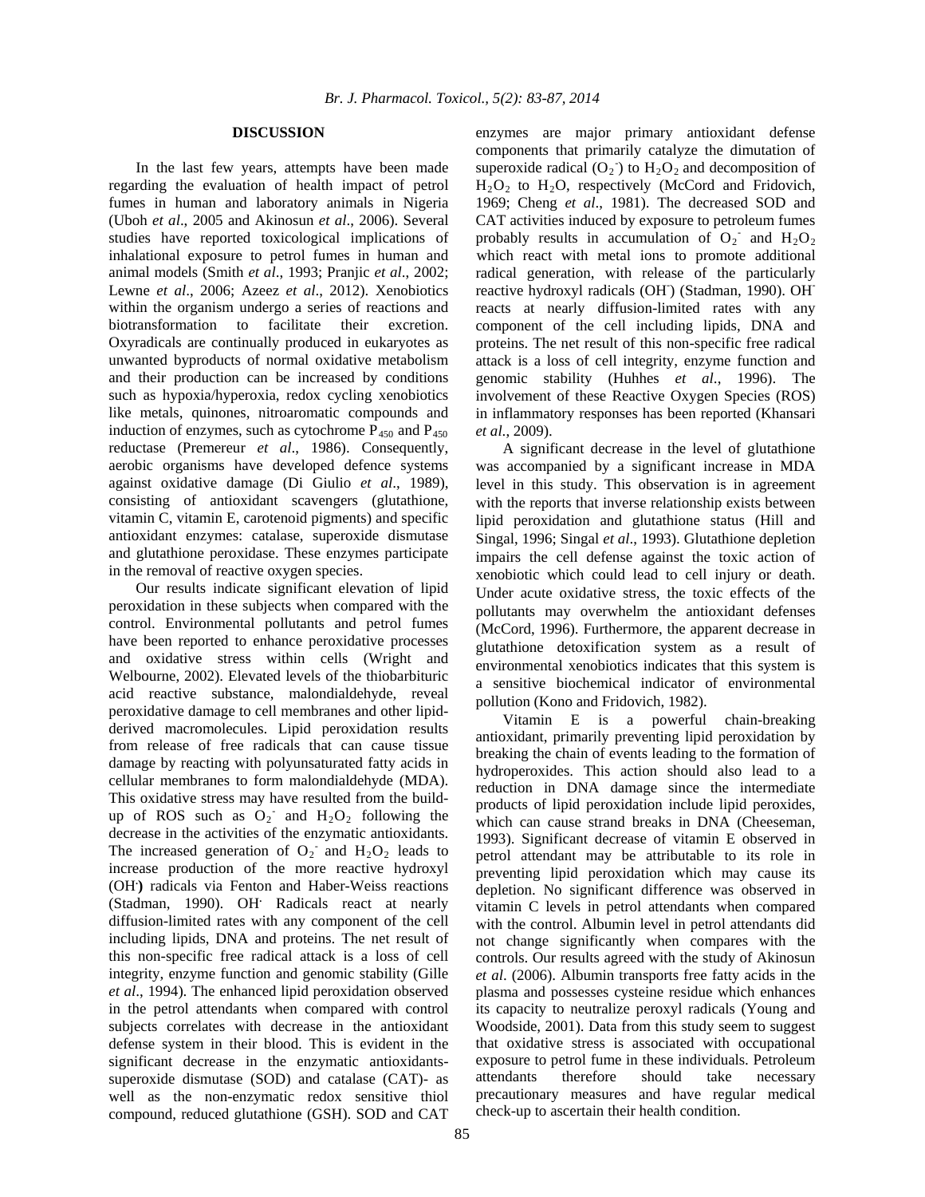## DISCUSSION

In the last few years, attempts have been made regarding the evaluation of health impact of petrol fumes in human and laboratory animals in Nigeria (Uboh *et al*., 2005 and Akinosun *et al*., 2006). Several studies have reported toxicological implications of inhalational exposure to petrol fumes in human and animal models (Smith *et al*., 1993; Pranjic *et al*., 2002; Lewne *et al*., 2006; Azeez *et al*., 2012). Xenobiotics within the organism undergo a series of reactions and biotransformation to facilitate their excretion. Oxyradicals are continually produced in eukaryotes as unwanted byproducts of normal oxidative metabolism and their production can be increased by conditions such as hypoxia/hyperoxia, redox cycling xenobiotics like metals, quinones, nitroaromatic compounds and induction of enzymes, such as cytochrome $P_{450}$ and $P_{450}$ reductase (Premereur *et al*., 1986). Consequently, aerobic organisms have developed defence systems against oxidative damage (Di Giulio *et al*., 1989), consisting of antioxidant scavengers (glutathione, vitamin C, vitamin E, carotenoid pigments) and specific antioxidant enzymes: catalase, superoxide dismutase and glutathione peroxidase. These enzymes participate in the removal of reactive oxygen species.

Our results indicate significant elevation of lipid peroxidation in these subjects when compared with the control. Environmental pollutants and petrol fumes have been reported to enhance peroxidative processes and oxidative stress within cells (Wright and Welbourne, 2002). Elevated levels of the thiobarbituric acid reactive substance, malondialdehyde, reveal peroxidative damage to cell membranes and other lipid-derived macromolecules. Lipid peroxidation results from release of free radicals that can cause tissue damage by reacting with polyunsaturated fatty acids in cellular membranes to form malondialdehyde (MDA). This oxidative stress may have resulted from the build-up of ROS such as $O_2^-$ and $H_2O_2$ following the decrease in the activities of the enzymatic antioxidants. The increased generation of $O_2^-$ and $H_2O_2$ leads to increase production of the more reactive hydroxyl ($OH^·$) radicals via Fenton and Haber-Weiss reactions (Stadman, 1990). $OH^·$ Radicals react at nearly diffusion-limited rates with any component of the cell including lipids, DNA and proteins. The net result of this non-specific free radical attack is a loss of cell integrity, enzyme function and genomic stability (Gille *et al*., 1994). The enhanced lipid peroxidation observed in the petrol attendants when compared with control subjects correlates with decrease in the antioxidant defense system in their blood. This is evident in the significant decrease in the enzymatic antioxidants- superoxide dismutase (SOD) and catalase (CAT)- as well as the non-enzymatic redox sensitive thiol compound, reduced glutathione (GSH). SOD and CAT enzymes are major primary antioxidant defense components that primarily catalyze the dimutation of superoxide radical ($O_2^-$) to $H_2O_2$ and decomposition of $H_2O_2$ to $H_2O$, respectively (McCord and Fridovich, 1969; Cheng *et al*., 1981). The decreased SOD and CAT activities induced by exposure to petroleum fumes probably results in accumulation of $O_2^-$ and $H_2O_2$ which react with metal ions to promote additional radical generation, with release of the particularly reactive hydroxyl radicals ($OH^-$) (Stadman, 1990). $OH^-$ reacts at nearly diffusion-limited rates with any component of the cell including lipids, DNA and proteins. The net result of this non-specific free radical attack is a loss of cell integrity, enzyme function and genomic stability (Huhhes *et al*., 1996). The involvement of these Reactive Oxygen Species (ROS) in inflammatory responses has been reported (Khansari *et al*., 2009).

A significant decrease in the level of glutathione was accompanied by a significant increase in MDA level in this study. This observation is in agreement with the reports that inverse relationship exists between lipid peroxidation and glutathione status (Hill and Singal, 1996; Singal *et al*., 1993). Glutathione depletion impairs the cell defense against the toxic action of xenobiotic which could lead to cell injury or death. Under acute oxidative stress, the toxic effects of the pollutants may overwhelm the antioxidant defenses (McCord, 1996). Furthermore, the apparent decrease in glutathione detoxification system as a result of environmental xenobiotics indicates that this system is a sensitive biochemical indicator of environmental pollution (Kono and Fridovich, 1982).

Vitamin E is a powerful chain-breaking antioxidant, primarily preventing lipid peroxidation by breaking the chain of events leading to the formation of hydroperoxides. This action should also lead to a reduction in DNA damage since the intermediate products of lipid peroxidation include lipid peroxides, which can cause strand breaks in DNA (Cheeseman, 1993). Significant decrease of vitamin E observed in petrol attendant may be attributable to its role in preventing lipid peroxidation which may cause its depletion. No significant difference was observed in vitamin C levels in petrol attendants when compared with the control. Albumin level in petrol attendants did not change significantly when compares with the controls. Our results agreed with the study of Akinosun *et al*. (2006). Albumin transports free fatty acids in the plasma and possesses cysteine residue which enhances its capacity to neutralize peroxyl radicals (Young and Woodside, 2001). Data from this study seem to suggest that oxidative stress is associated with occupational exposure to petrol fume in these individuals. Petroleum attendants therefore should take necessary precautionary measures and have regular medical check-up to ascertain their health condition.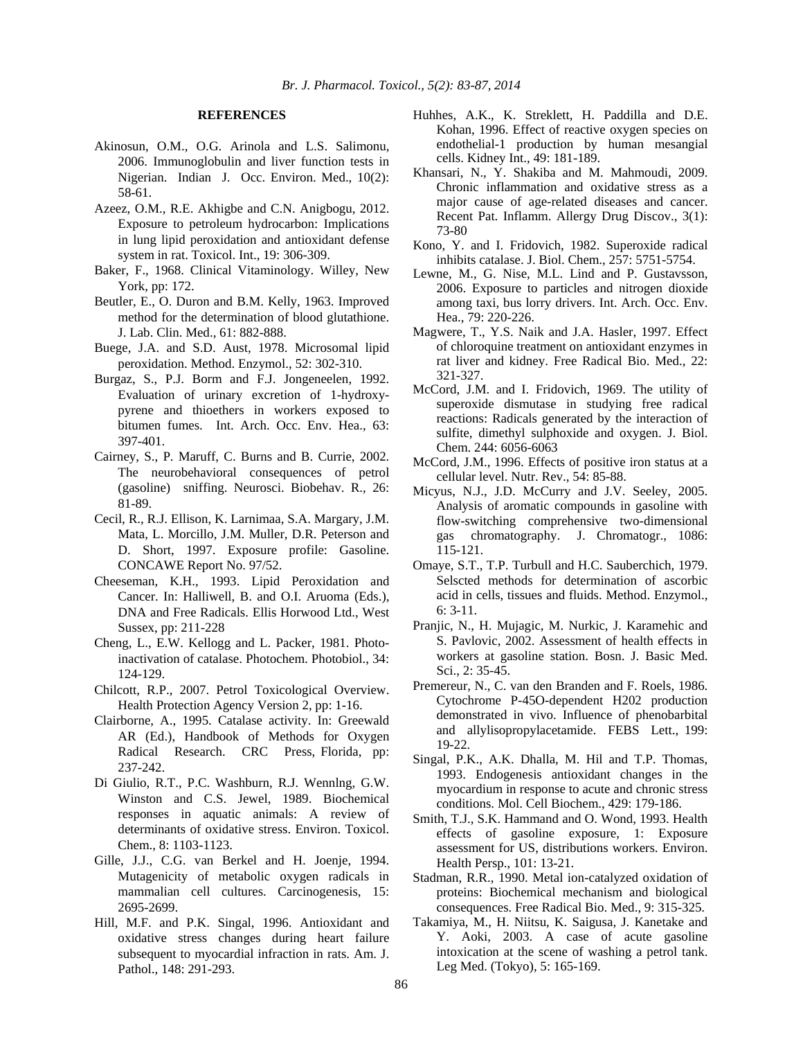## REFERENCES

Akinosun, O.M., O.G. Arinola and L.S. Salimonu, 2006. Immunoglobulin and liver function tests in Nigerian. Indian J. Occ. Environ. Med., 10(2): 58-61.

Azeez, O.M., R.E. Akhigbe and C.N. Anigbogu, 2012. Exposure to petroleum hydrocarbon: Implications in lung lipid peroxidation and antioxidant defense system in rat. Toxicol. Int., 19: 306-309.

Baker, F., 1968. Clinical Vitaminology. Willey, New York, pp: 172.

Beutler, E., O. Duron and B.M. Kelly, 1963. Improved method for the determination of blood glutathione. J. Lab. Clin. Med., 61: 882-888.

Buege, J.A. and S.D. Aust, 1978. Microsomal lipid peroxidation. Method. Enzymol., 52: 302-310.

Burgaz, S., P.J. Borm and F.J. Jongeneelen, 1992. Evaluation of urinary excretion of 1-hydroxy-pyrene and thioethers in workers exposed to bitumen fumes. Int. Arch. Occ. Env. Hea., 63: 397-401.

Cairney, S., P. Maruff, C. Burns and B. Currie, 2002. The neurobehavioral consequences of petrol (gasoline) sniffing. Neurosci. Biobehav. R., 26: 81-89.

Cecil, R., R.J. Ellison, K. Larnimaa, S.A. Margary, J.M. Mata, L. Morcillo, J.M. Muller, D.R. Peterson and D. Short, 1997. Exposure profile: Gasoline. CONCAWE Report No. 97/52.

Cheeseman, K.H., 1993. Lipid Peroxidation and Cancer. In: Halliwell, B. and O.I. Aruoma (Eds.), DNA and Free Radicals. Ellis Horwood Ltd., West Sussex, pp: 211-228

Cheng, L., E.W. Kellogg and L. Packer, 1981. Photo-inactivation of catalase. Photochem. Photobiol., 34: 124-129.

Chilcott, R.P., 2007. Petrol Toxicological Overview. Health Protection Agency Version 2, pp: 1-16.

Clairborne, A., 1995. Catalase activity. In: Greewald AR (Ed.), Handbook of Methods for Oxygen Radical Research. CRC Press, Florida, pp: 237-242.

Di Giulio, R.T., P.C. Washburn, R.J. Wennlng, G.W. Winston and C.S. Jewel, 1989. Biochemical responses in aquatic animals: A review of determinants of oxidative stress. Environ. Toxicol. Chem., 8: 1103-1123.

Gille, J.J., C.G. van Berkel and H. Joenje, 1994. Mutagenicity of metabolic oxygen radicals in mammalian cell cultures. Carcinogenesis, 15: 2695-2699.

Hill, M.F. and P.K. Singal, 1996. Antioxidant and oxidative stress changes during heart failure subsequent to myocardial infraction in rats. Am. J. Pathol., 148: 291-293.

Huhhes, A.K., K. Streklett, H. Paddilla and D.E. Kohan, 1996. Effect of reactive oxygen species on endothelial-1 production by human mesangial cells. Kidney Int., 49: 181-189.

Khansari, N., Y. Shakiba and M. Mahmoudi, 2009. Chronic inflammation and oxidative stress as a major cause of age-related diseases and cancer. Recent Pat. Inflamm. Allergy Drug Discov., 3(1): 73-80

Kono, Y. and I. Fridovich, 1982. Superoxide radical inhibits catalase. J. Biol. Chem., 257: 5751-5754.

Lewne, M., G. Nise, M.L. Lind and P. Gustavsson, 2006. Exposure to particles and nitrogen dioxide among taxi, bus lorry drivers. Int. Arch. Occ. Env. Hea., 79: 220-226.

Magwere, T., Y.S. Naik and J.A. Hasler, 1997. Effect of chloroquine treatment on antioxidant enzymes in rat liver and kidney. Free Radical Bio. Med., 22: 321-327.

McCord, J.M. and I. Fridovich, 1969. The utility of superoxide dismutase in studying free radical reactions: Radicals generated by the interaction of sulfite, dimethyl sulphoxide and oxygen. J. Biol. Chem. 244: 6056-6063

McCord, J.M., 1996. Effects of positive iron status at a cellular level. Nutr. Rev., 54: 85-88.

Micyus, N.J., J.D. McCurry and J.V. Seeley, 2005. Analysis of aromatic compounds in gasoline with flow-switching comprehensive two-dimensional gas chromatography. J. Chromatogr., 1086: 115-121.

Omaye, S.T., T.P. Turbull and H.C. Sauberchich, 1979. Selscted methods for determination of ascorbic acid in cells, tissues and fluids. Method. Enzymol., 6: 3-11.

Pranjic, N., H. Mujagic, M. Nurkic, J. Karamehic and S. Pavlovic, 2002. Assessment of health effects in workers at gasoline station. Bosn. J. Basic Med. Sci., 2: 35-45.

Premereur, N., C. van den Branden and F. Roels, 1986. Cytochrome P-45O-dependent H202 production demonstrated in vivo. Influence of phenobarbital and allylisopropylacetamide. FEBS Lett., 199: 19-22.

Singal, P.K., A.K. Dhalla, M. Hil and T.P. Thomas, 1993. Endogenesis antioxidant changes in the myocardium in response to acute and chronic stress conditions. Mol. Cell Biochem., 429: 179-186.

Smith, T.J., S.K. Hammand and O. Wond, 1993. Health effects of gasoline exposure, 1: Exposure assessment for US, distributions workers. Environ. Health Persp., 101: 13-21.

Stadman, R.R., 1990. Metal ion-catalyzed oxidation of proteins: Biochemical mechanism and biological consequences. Free Radical Bio. Med., 9: 315-325.

Takamiya, M., H. Niitsu, K. Saigusa, J. Kanetake and Y. Aoki, 2003. A case of acute gasoline intoxication at the scene of washing a petrol tank. Leg Med. (Tokyo), 5: 165-169.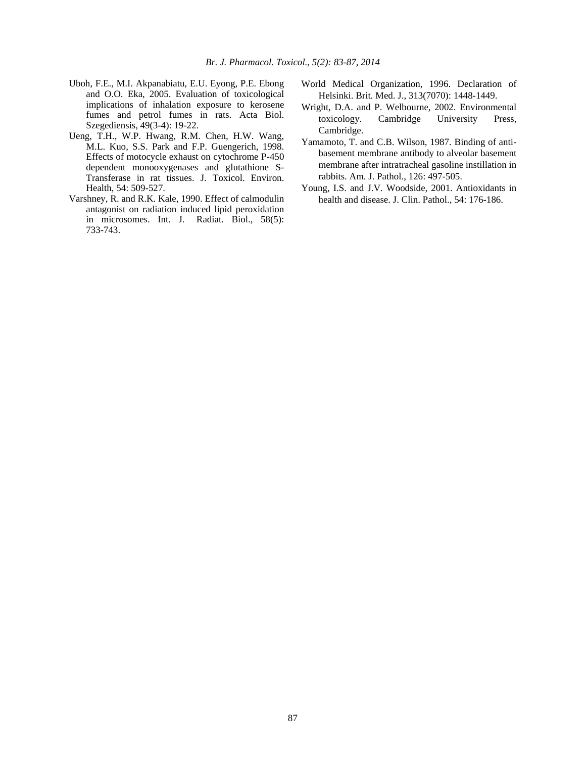Uboh, F.E., M.I. Akpanabiatu, E.U. Eyong, P.E. Ebong and O.O. Eka, 2005. Evaluation of toxicological implications of inhalation exposure to kerosene fumes and petrol fumes in rats. Acta Biol. Szegediensis, 49(3-4): 19-22.

Ueng, T.H., W.P. Hwang, R.M. Chen, H.W. Wang, M.L. Kuo, S.S. Park and F.P. Guengerich, 1998. Effects of motocycle exhaust on cytochrome P-450 dependent monooxygenases and glutathione S-Transferase in rat tissues. J. Toxicol. Environ. Health, 54: 509-527.

Varshney, R. and R.K. Kale, 1990. Effect of calmodulin antagonist on radiation induced lipid peroxidation in microsomes. Int. J. Radiat. Biol., 58(5): 733-743.

World Medical Organization, 1996. Declaration of Helsinki. Brit. Med. J., 313(7070): 1448-1449.

Wright, D.A. and P. Welbourne, 2002. Environmental toxicology. Cambridge University Press, Cambridge.

Yamamoto, T. and C.B. Wilson, 1987. Binding of anti-basement membrane antibody to alveolar basement membrane after intratracheal gasoline instillation in rabbits. Am. J. Pathol., 126: 497-505.

Young, I.S. and J.V. Woodside, 2001. Antioxidants in health and disease. J. Clin. Pathol., 54: 176-186.